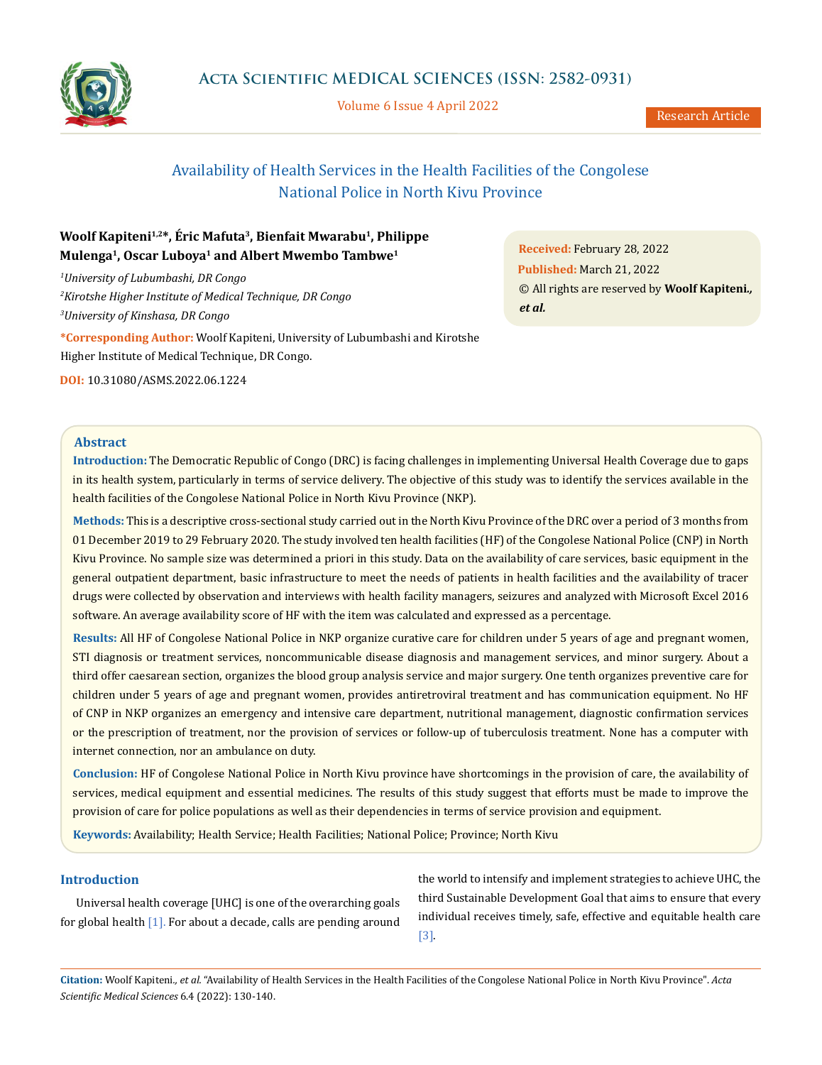# Availability of Health Services in the Health Facilities of the Congolese National Police in North Kivu Province

**Woolf Kapiteni[1,2]*, Éric Mafuta[3], Bienfait Mwarabu[1], Philippe Mulenga[1], Oscar Luboya[1] and Albert Mwembo Tambwe[1]**

*[1]University of Lubumbashi, DR Congo*

*[2]Kirotshe Higher Institute of Medical Technique, DR Congo*

*[3]University of Kinshasa, DR Congo*

**\*Corresponding Author:** Woolf Kapiteni, University of Lubumbashi and Kirotshe Higher Institute of Medical Technique, DR Congo.

**DOI:** 10.31080/ASMS.2022.06.1224

**Received:** February 28, 2022

**Published:** March 21, 2022

© All rights are reserved by **Woolf Kapiteni., *et al.***

## Abstract

**Introduction:** The Democratic Republic of Congo (DRC) is facing challenges in implementing Universal Health Coverage due to gaps in its health system, particularly in terms of service delivery. The objective of this study was to identify the services available in the health facilities of the Congolese National Police in North Kivu Province (NKP).

**Methods:** This is a descriptive cross-sectional study carried out in the North Kivu Province of the DRC over a period of 3 months from 01 December 2019 to 29 February 2020. The study involved ten health facilities (HF) of the Congolese National Police (CNP) in North Kivu Province. No sample size was determined a priori in this study. Data on the availability of care services, basic equipment in the general outpatient department, basic infrastructure to meet the needs of patients in health facilities and the availability of tracer drugs were collected by observation and interviews with health facility managers, seizures and analyzed with Microsoft Excel 2016 software. An average availability score of HF with the item was calculated and expressed as a percentage.

**Results:** All HF of Congolese National Police in NKP organize curative care for children under 5 years of age and pregnant women, STI diagnosis or treatment services, noncommunicable disease diagnosis and management services, and minor surgery. About a third offer caesarean section, organizes the blood group analysis service and major surgery. One tenth organizes preventive care for children under 5 years of age and pregnant women, provides antiretroviral treatment and has communication equipment. No HF of CNP in NKP organizes an emergency and intensive care department, nutritional management, diagnostic confirmation services or the prescription of treatment, nor the provision of services or follow-up of tuberculosis treatment. None has a computer with internet connection, nor an ambulance on duty.

**Conclusion:** HF of Congolese National Police in North Kivu province have shortcomings in the provision of care, the availability of services, medical equipment and essential medicines. The results of this study suggest that efforts must be made to improve the provision of care for police populations as well as their dependencies in terms of service provision and equipment.

**Keywords:** Availability; Health Service; Health Facilities; National Police; Province; North Kivu

## Introduction

Universal health coverage [UHC] is one of the overarching goals for global health [1]. For about a decade, calls are pending around the world to intensify and implement strategies to achieve UHC, the third Sustainable Development Goal that aims to ensure that every individual receives timely, safe, effective and equitable health care [3].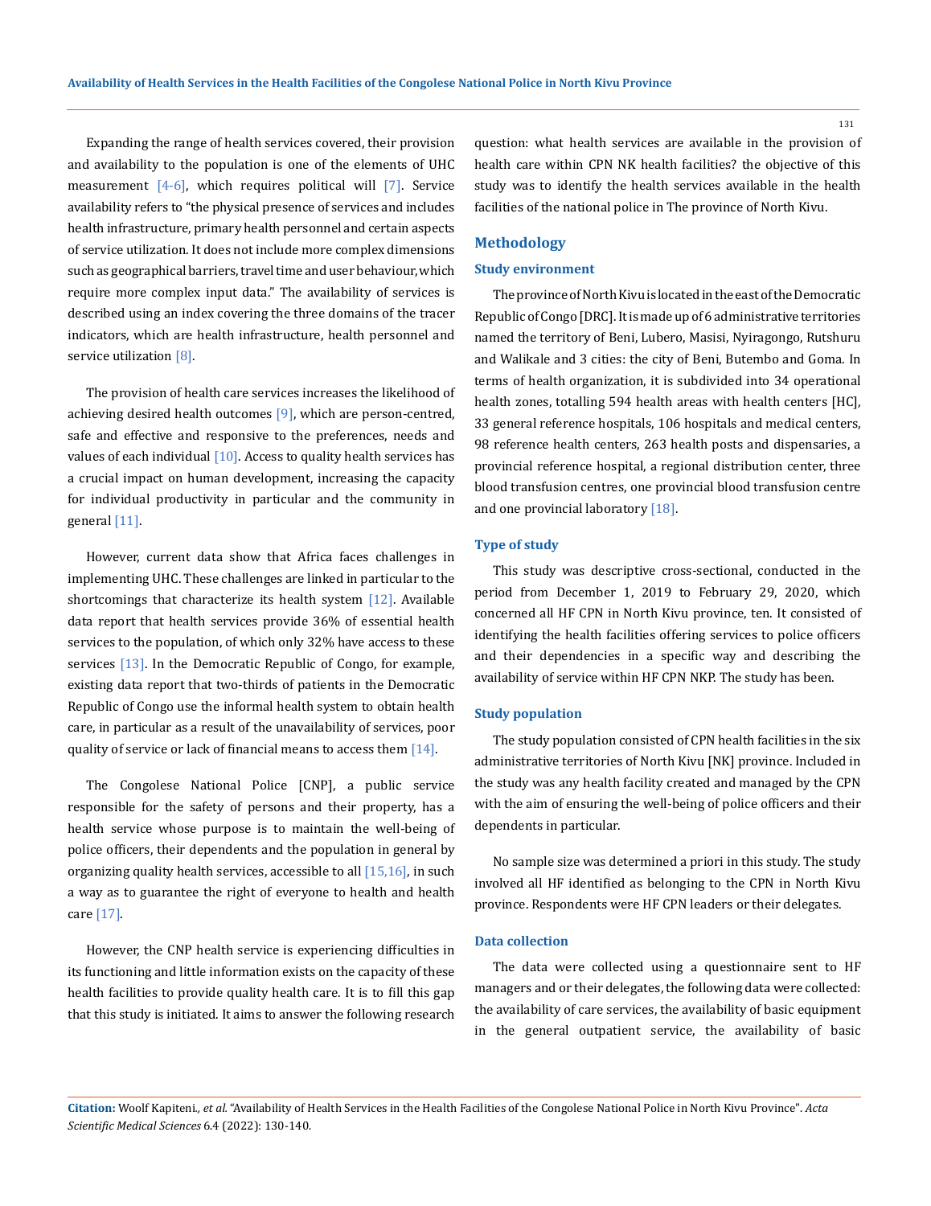Expanding the range of health services covered, their provision and availability to the population is one of the elements of UHC measurement [4-6], which requires political will [7]. Service availability refers to "the physical presence of services and includes health infrastructure, primary health personnel and certain aspects of service utilization. It does not include more complex dimensions such as geographical barriers, travel time and user behaviour, which require more complex input data." The availability of services is described using an index covering the three domains of the tracer indicators, which are health infrastructure, health personnel and service utilization [8].

The provision of health care services increases the likelihood of achieving desired health outcomes [9], which are person-centred, safe and effective and responsive to the preferences, needs and values of each individual [10]. Access to quality health services has a crucial impact on human development, increasing the capacity for individual productivity in particular and the community in general [11].

However, current data show that Africa faces challenges in implementing UHC. These challenges are linked in particular to the shortcomings that characterize its health system [12]. Available data report that health services provide 36% of essential health services to the population, of which only 32% have access to these services [13]. In the Democratic Republic of Congo, for example, existing data report that two-thirds of patients in the Democratic Republic of Congo use the informal health system to obtain health care, in particular as a result of the unavailability of services, poor quality of service or lack of financial means to access them [14].

The Congolese National Police [CNP], a public service responsible for the safety of persons and their property, has a health service whose purpose is to maintain the well-being of police officers, their dependents and the population in general by organizing quality health services, accessible to all [15,16], in such a way as to guarantee the right of everyone to health and health care [17].

However, the CNP health service is experiencing difficulties in its functioning and little information exists on the capacity of these health facilities to provide quality health care. It is to fill this gap that this study is initiated. It aims to answer the following research question: what health services are available in the provision of health care within CPN NK health facilities? the objective of this study was to identify the health services available in the health facilities of the national police in The province of North Kivu.

## Methodology

### Study environment

The province of North Kivu is located in the east of the Democratic Republic of Congo [DRC]. It is made up of 6 administrative territories named the territory of Beni, Lubero, Masisi, Nyiragongo, Rutshuru and Walikale and 3 cities: the city of Beni, Butembo and Goma. In terms of health organization, it is subdivided into 34 operational health zones, totalling 594 health areas with health centers [HC], 33 general reference hospitals, 106 hospitals and medical centers, 98 reference health centers, 263 health posts and dispensaries, a provincial reference hospital, a regional distribution center, three blood transfusion centres, one provincial blood transfusion centre and one provincial laboratory [18].

### Type of study

This study was descriptive cross-sectional, conducted in the period from December 1, 2019 to February 29, 2020, which concerned all HF CPN in North Kivu province, ten. It consisted of identifying the health facilities offering services to police officers and their dependencies in a specific way and describing the availability of service within HF CPN NKP. The study has been.

### Study population

The study population consisted of CPN health facilities in the six administrative territories of North Kivu [NK] province. Included in the study was any health facility created and managed by the CPN with the aim of ensuring the well-being of police officers and their dependents in particular.

No sample size was determined a priori in this study. The study involved all HF identified as belonging to the CPN in North Kivu province. Respondents were HF CPN leaders or their delegates.

### Data collection

The data were collected using a questionnaire sent to HF managers and or their delegates, the following data were collected: the availability of care services, the availability of basic equipment in the general outpatient service, the availability of basic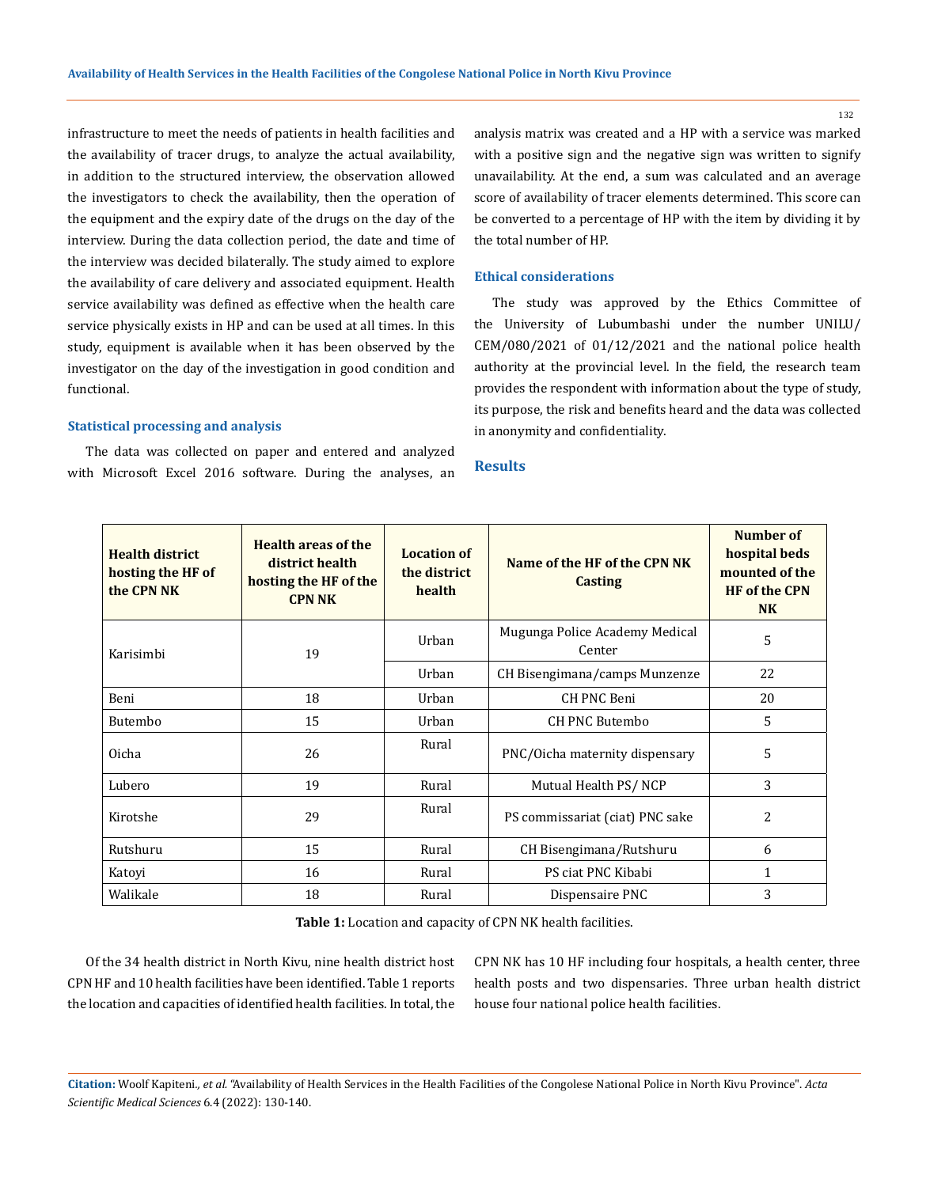infrastructure to meet the needs of patients in health facilities and the availability of tracer drugs, to analyze the actual availability, in addition to the structured interview, the observation allowed the investigators to check the availability, then the operation of the equipment and the expiry date of the drugs on the day of the interview. During the data collection period, the date and time of the interview was decided bilaterally. The study aimed to explore the availability of care delivery and associated equipment. Health service availability was defined as effective when the health care service physically exists in HP and can be used at all times. In this study, equipment is available when it has been observed by the investigator on the day of the investigation in good condition and functional.

### Statistical processing and analysis

The data was collected on paper and entered and analyzed with Microsoft Excel 2016 software. During the analyses, an analysis matrix was created and a HP with a service was marked with a positive sign and the negative sign was written to signify unavailability. At the end, a sum was calculated and an average score of availability of tracer elements determined. This score can be converted to a percentage of HP with the item by dividing it by the total number of HP.

### Ethical considerations

The study was approved by the Ethics Committee of the University of Lubumbashi under the number UNILU/CEM/080/2021 of 01/12/2021 and the national police health authority at the provincial level. In the field, the research team provides the respondent with information about the type of study, its purpose, the risk and benefits heard and the data was collected in anonymity and confidentiality.

## Results

| Health district hosting the HF of the CPN NK | Health areas of the district health hosting the HF of the CPN NK | Location of the district health | Name of the HF of the CPN NK Casting | Number of hospital beds mounted of the HF of the CPN NK |
|---|---|---|---|---|
| Karisimbi | 19 | Urban | Mugunga Police Academy Medical Center | 5 |
| | | Urban | CH Bisengimana/camps Munzenze | 22 |
| Beni | 18 | Urban | CH PNC Beni | 20 |
| Butembo | 15 | Urban | CH PNC Butembo | 5 |
| Oicha | 26 | Rural | PNC/Oicha maternity dispensary | 5 |
| Lubero | 19 | Rural | Mutual Health PS/ NCP | 3 |
| Kirotshe | 29 | Rural | PS commissariat (ciat) PNC sake | 2 |
| Rutshuru | 15 | Rural | CH Bisengimana/Rutshuru | 6 |
| Katoyi | 16 | Rural | PS ciat PNC Kibabi | 1 |
| Walikale | 18 | Rural | Dispensaire PNC | 3 |

**Table 1:** Location and capacity of CPN NK health facilities.

Of the 34 health district in North Kivu, nine health district host CPN HF and 10 health facilities have been identified. Table 1 reports the location and capacities of identified health facilities. In total, the CPN NK has 10 HF including four hospitals, a health center, three health posts and two dispensaries. Three urban health district house four national police health facilities.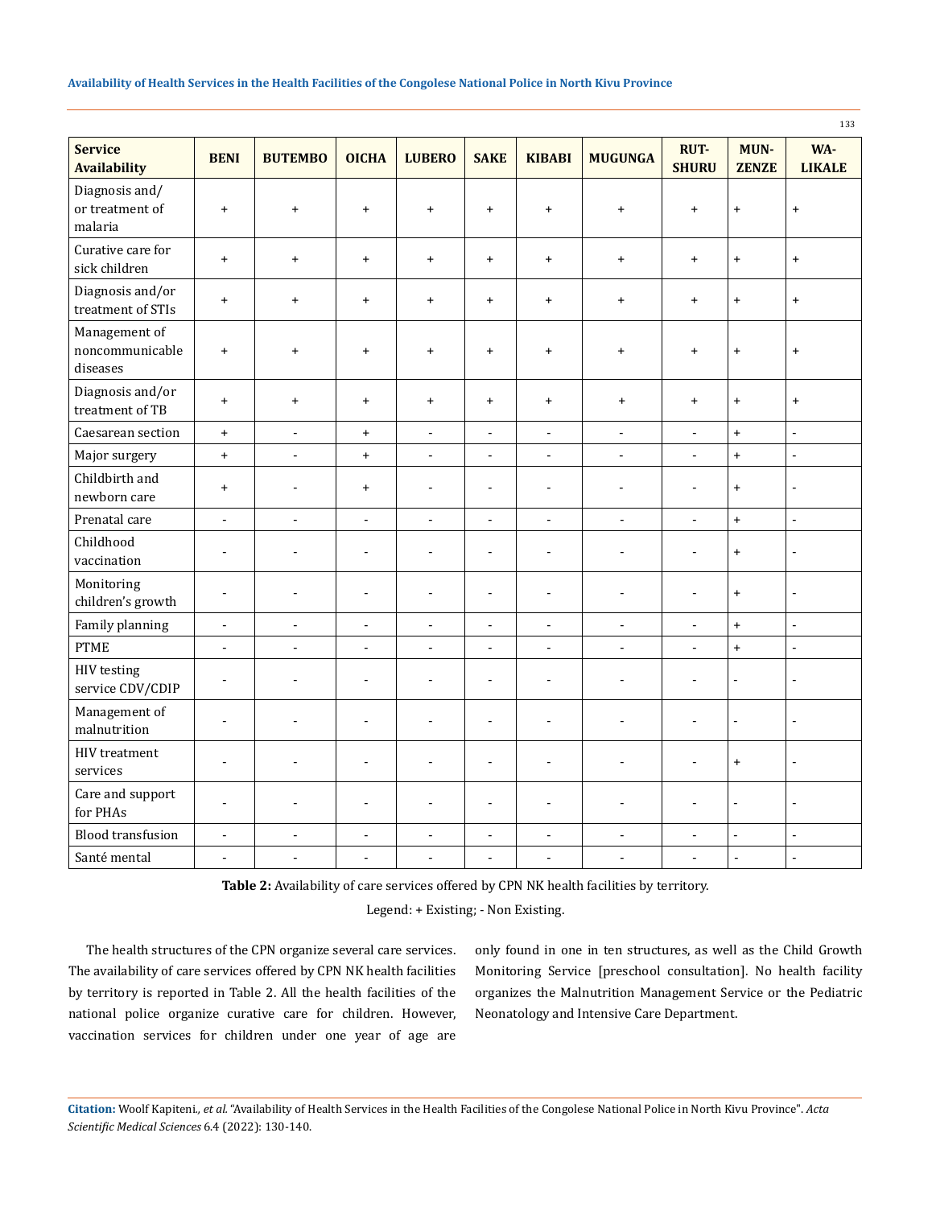| Service Availability | BENI | BUTEMBO | OICHA | LUBERO | SAKE | KIBABI | MUGUNGA | RUT-SHURU | MUN-ZENZE | WA-LIKALE |
|---|---|---|---|---|---|---|---|---|---|---|
| Diagnosis and/ or treatment of malaria | + | + | + | + | + | + | + | + | + | + |
| Curative care for sick children | + | + | + | + | + | + | + | + | + | + |
| Diagnosis and/or treatment of STIs | + | + | + | + | + | + | + | + | + | + |
| Management of noncommunicable diseases | + | + | + | + | + | + | + | + | + | + |
| Diagnosis and/or treatment of TB | + | + | + | + | + | + | + | + | + | + |
| Caesarean section | + | - | + | - | - | - | - | - | + | - |
| Major surgery | + | - | + | - | - | - | - | - | + | - |
| Childbirth and newborn care | + | - | + | - | - | - | - | - | + | - |
| Prenatal care | - | - | - | - | - | - | - | - | + | - |
| Childhood vaccination | - | - | - | - | - | - | - | - | + | - |
| Monitoring children's growth | - | - | - | - | - | - | - | - | + | - |
| Family planning | - | - | - | - | - | - | - | - | + | - |
| PTME | - | - | - | - | - | - | - | - | + | - |
| HIV testing service CDV/CDIP | - | - | - | - | - | - | - | - | - | - |
| Management of malnutrition | - | - | - | - | - | - | - | - | - | - |
| HIV treatment services | - | - | - | - | - | - | - | - | + | - |
| Care and support for PHAs | - | - | - | - | - | - | - | - | - | - |
| Blood transfusion | - | - | - | - | - | - | - | - | - | - |
| Santé mental | - | - | - | - | - | - | - | - | - | - |

**Table 2:** Availability of care services offered by CPN NK health facilities by territory.

Legend: + Existing; - Non Existing.

The health structures of the CPN organize several care services. The availability of care services offered by CPN NK health facilities by territory is reported in Table 2. All the health facilities of the national police organize curative care for children. However, vaccination services for children under one year of age are only found in one in ten structures, as well as the Child Growth Monitoring Service [preschool consultation]. No health facility organizes the Malnutrition Management Service or the Pediatric Neonatology and Intensive Care Department.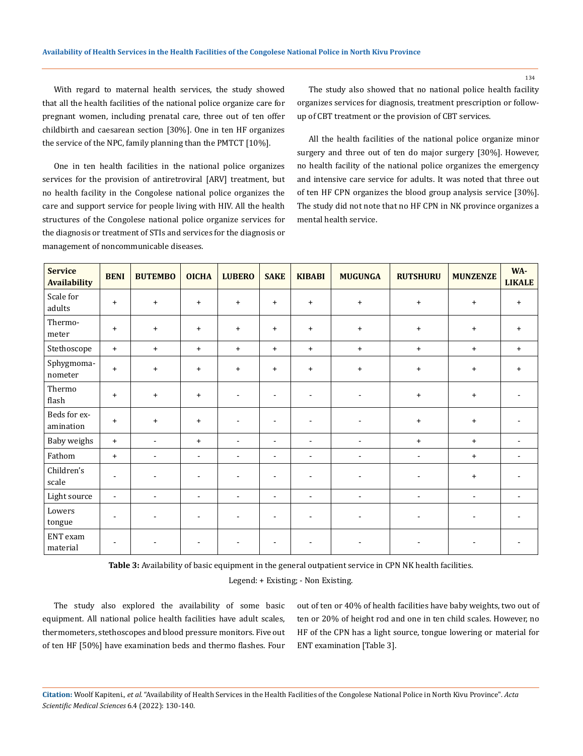With regard to maternal health services, the study showed that all the health facilities of the national police organize care for pregnant women, including prenatal care, three out of ten offer childbirth and caesarean section [30%]. One in ten HF organizes the service of the NPC, family planning than the PMTCT [10%].

One in ten health facilities in the national police organizes services for the provision of antiretroviral [ARV] treatment, but no health facility in the Congolese national police organizes the care and support service for people living with HIV. All the health structures of the Congolese national police organize services for the diagnosis or treatment of STIs and services for the diagnosis or management of noncommunicable diseases.

The study also showed that no national police health facility organizes services for diagnosis, treatment prescription or follow-up of CBT treatment or the provision of CBT services.

All the health facilities of the national police organize minor surgery and three out of ten do major surgery [30%]. However, no health facility of the national police organizes the emergency and intensive care service for adults. It was noted that three out of ten HF CPN organizes the blood group analysis service [30%]. The study did not note that no HF CPN in NK province organizes a mental health service.

| Service Availability | BENI | BUTEMBO | OICHA | LUBERO | SAKE | KIBABI | MUGUNGA | RUTSHURU | MUNZENZE | WA-LIKALE |
|---|---|---|---|---|---|---|---|---|---|---|
| Scale for adults | + | + | + | + | + | + | + | + | + | + |
| Thermo-meter | + | + | + | + | + | + | + | + | + | + |
| Stethoscope | + | + | + | + | + | + | + | + | + | + |
| Sphygmoma-nometer | + | + | + | + | + | + | + | + | + | + |
| Thermo flash | + | + | + | - | - | - | - | + | + | - |
| Beds for ex-amination | + | + | + | - | - | - | - | + | + | - |
| Baby weighs | + | - | + | - | - | - | - | + | + | - |
| Fathom | + | - | - | - | - | - | - | - | + | - |
| Children's scale | - | - | - | - | - | - | - | - | + | - |
| Light source | - | - | - | - | - | - | - | - | - | - |
| Lowers tongue | - | - | - | - | - | - | - | - | - | - |
| ENT exam material | - | - | - | - | - | - | - | - | - | - |

**Table 3:** Availability of basic equipment in the general outpatient service in CPN NK health facilities.

Legend: + Existing; - Non Existing.

The study also explored the availability of some basic equipment. All national police health facilities have adult scales, thermometers, stethoscopes and blood pressure monitors. Five out of ten HF [50%] have examination beds and thermo flashes. Four out of ten or 40% of health facilities have baby weights, two out of ten or 20% of height rod and one in ten child scales. However, no HF of the CPN has a light source, tongue lowering or material for ENT examination [Table 3].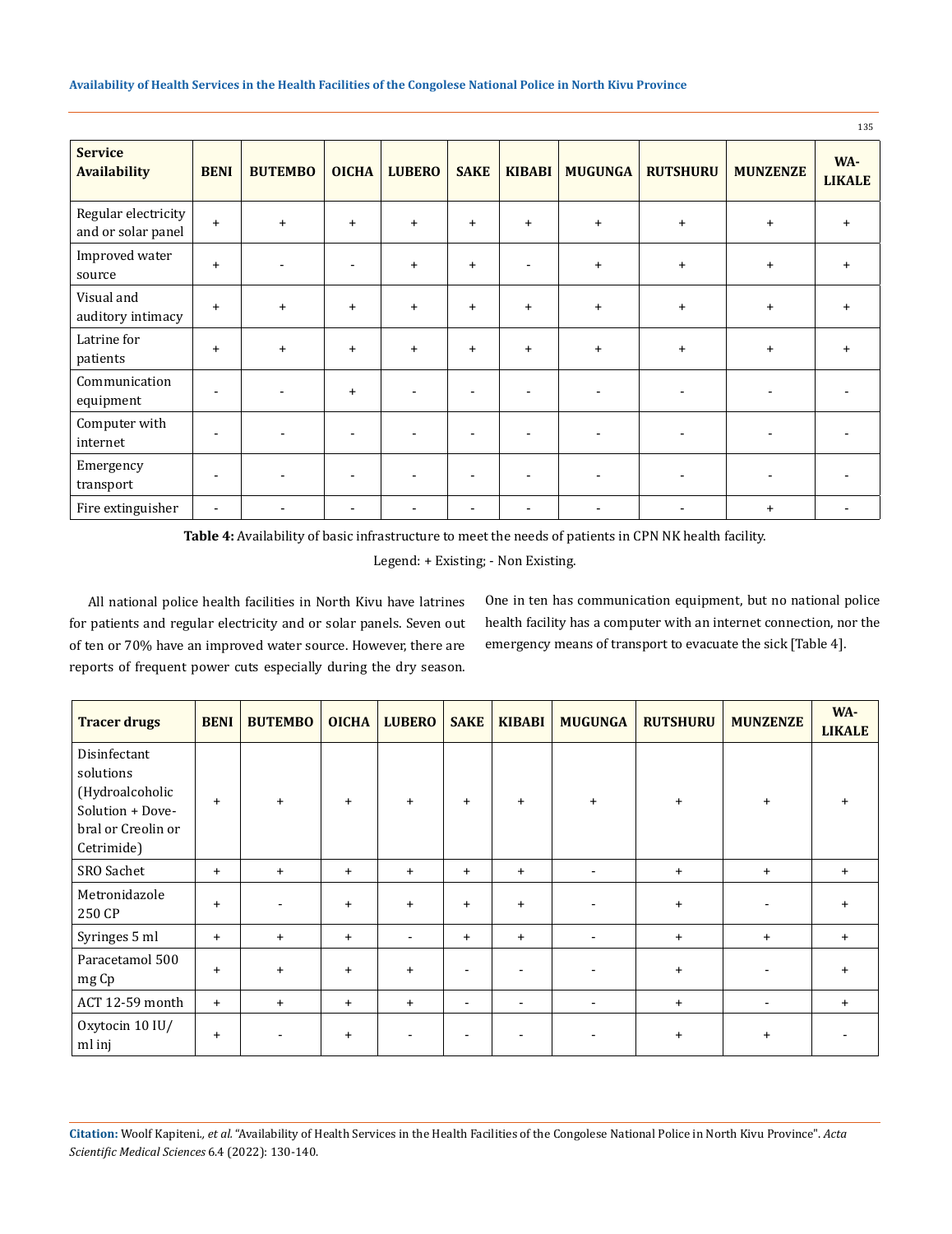| Service Availability | BENI | BUTEMBO | OICHA | LUBERO | SAKE | KIBABI | MUGUNGA | RUTSHURU | MUNZENZE | WA-LIKALE |
|---|---|---|---|---|---|---|---|---|---|---|
| Regular electricity and or solar panel | + | + | + | + | + | + | + | + | + | + |
| Improved water source | + | - | - | + | + | - | + | + | + | + |
| Visual and auditory intimacy | + | + | + | + | + | + | + | + | + | + |
| Latrine for patients | + | + | + | + | + | + | + | + | + | + |
| Communication equipment | - | - | + | - | - | - | - | - | - | - |
| Computer with internet | - | - | - | - | - | - | - | - | - | - |
| Emergency transport | - | - | - | - | - | - | - | - | - | - |
| Fire extinguisher | - | - | - | - | - | - | - | - | + | - |

**Table 4:** Availability of basic infrastructure to meet the needs of patients in CPN NK health facility.

Legend: + Existing; - Non Existing.

All national police health facilities in North Kivu have latrines for patients and regular electricity and or solar panels. Seven out of ten or 70% have an improved water source. However, there are reports of frequent power cuts especially during the dry season. One in ten has communication equipment, but no national police health facility has a computer with an internet connection, nor the emergency means of transport to evacuate the sick [Table 4].

| Tracer drugs | BENI | BUTEMBO | OICHA | LUBERO | SAKE | KIBABI | MUGUNGA | RUTSHURU | MUNZENZE | WA-LIKALE |
|---|---|---|---|---|---|---|---|---|---|---|
| Disinfectant solutions (Hydroalcoholic Solution + Dove-bral or Creolin or Cetrimide) | + | + | + | + | + | + | + | + | + | + |
| SRO Sachet | + | + | + | + | + | + | - | + | + | + |
| Metronidazole 250 CP | + | - | + | + | + | + | - | + | - | + |
| Syringes 5 ml | + | + | + | - | + | + | - | + | + | + |
| Paracetamol 500 mg Cp | + | + | + | + | - | - | - | + | - | + |
| ACT 12-59 month | + | + | + | + | - | - | - | + | - | + |
| Oxytocin 10 IU/ml inj | + | - | + | - | - | - | - | + | + | - |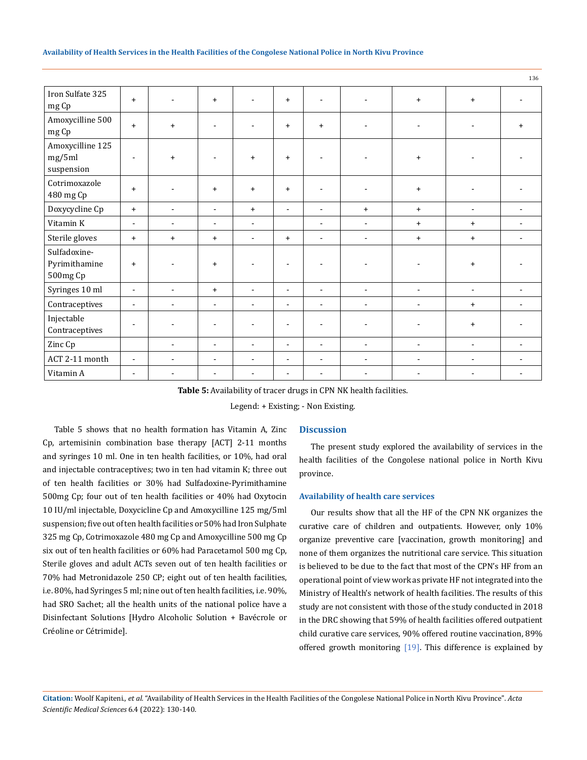| Iron Sulfate 325 mg Cp | + | - | + | - | + | - | - | + | + | - |
|---|---|---|---|---|---|---|---|---|---|---|
| Amoxycilline 500 mg Cp | + | + | - | - | + | + | - | - | - | + |
| Amoxycilline 125 mg/5ml suspension | - | + | - | + | + | - | - | + | - | - |
| Cotrimoxazole 480 mg Cp | + | - | + | + | + | - | - | + | - | - |
| Doxycycline Cp | + | - | - | + | - | - | + | + | - | - |
| Vitamin K | - | - | - | - | | - | - | + | + | - |
| Sterile gloves | + | + | + | - | + | - | - | + | + | - |
| Sulfadoxine-Pyrimithamine 500mg Cp | + | - | + | - | - | - | - | - | + | - |
| Syringes 10 ml | - | - | + | - | - | - | - | - | - | - |
| Contraceptives | - | - | - | - | - | - | - | - | + | - |
| Injectable Contraceptives | - | - | - | - | - | - | - | - | + | - |
| Zinc Cp | | - | - | - | - | - | - | - | - | - |
| ACT 2-11 month | - | - | - | - | - | - | - | - | - | - |
| Vitamin A | - | - | - | - | - | - | - | - | - | - |

**Table 5:** Availability of tracer drugs in CPN NK health facilities.

Legend: + Existing; - Non Existing.

Table 5 shows that no health formation has Vitamin A, Zinc Cp, artemisinin combination base therapy [ACT] 2-11 months and syringes 10 ml. One in ten health facilities, or 10%, had oral and injectable contraceptives; two in ten had vitamin K; three out of ten health facilities or 30% had Sulfadoxine-Pyrimithamine 500mg Cp; four out of ten health facilities or 40% had Oxytocin 10 IU/ml injectable, Doxycicline Cp and Amoxycilline 125 mg/5ml suspension; five out of ten health facilities or 50% had Iron Sulphate 325 mg Cp, Cotrimoxazole 480 mg Cp and Amoxycilline 500 mg Cp six out of ten health facilities or 60% had Paracetamol 500 mg Cp, Sterile gloves and adult ACTs seven out of ten health facilities or 70% had Metronidazole 250 CP; eight out of ten health facilities, i.e. 80%, had Syringes 5 ml; nine out of ten health facilities, i.e. 90%, had SRO Sachet; all the health units of the national police have a Disinfectant Solutions [Hydro Alcoholic Solution + Bavécrole or Créoline or Cétrimide].

## Discussion

The present study explored the availability of services in the health facilities of the Congolese national police in North Kivu province.

### Availability of health care services

Our results show that all the HF of the CPN NK organizes the curative care of children and outpatients. However, only 10% organize preventive care [vaccination, growth monitoring] and none of them organizes the nutritional care service. This situation is believed to be due to the fact that most of the CPN's HF from an operational point of view work as private HF not integrated into the Ministry of Health's network of health facilities. The results of this study are not consistent with those of the study conducted in 2018 in the DRC showing that 59% of health facilities offered outpatient child curative care services, 90% offered routine vaccination, 89% offered growth monitoring [19]. This difference is explained by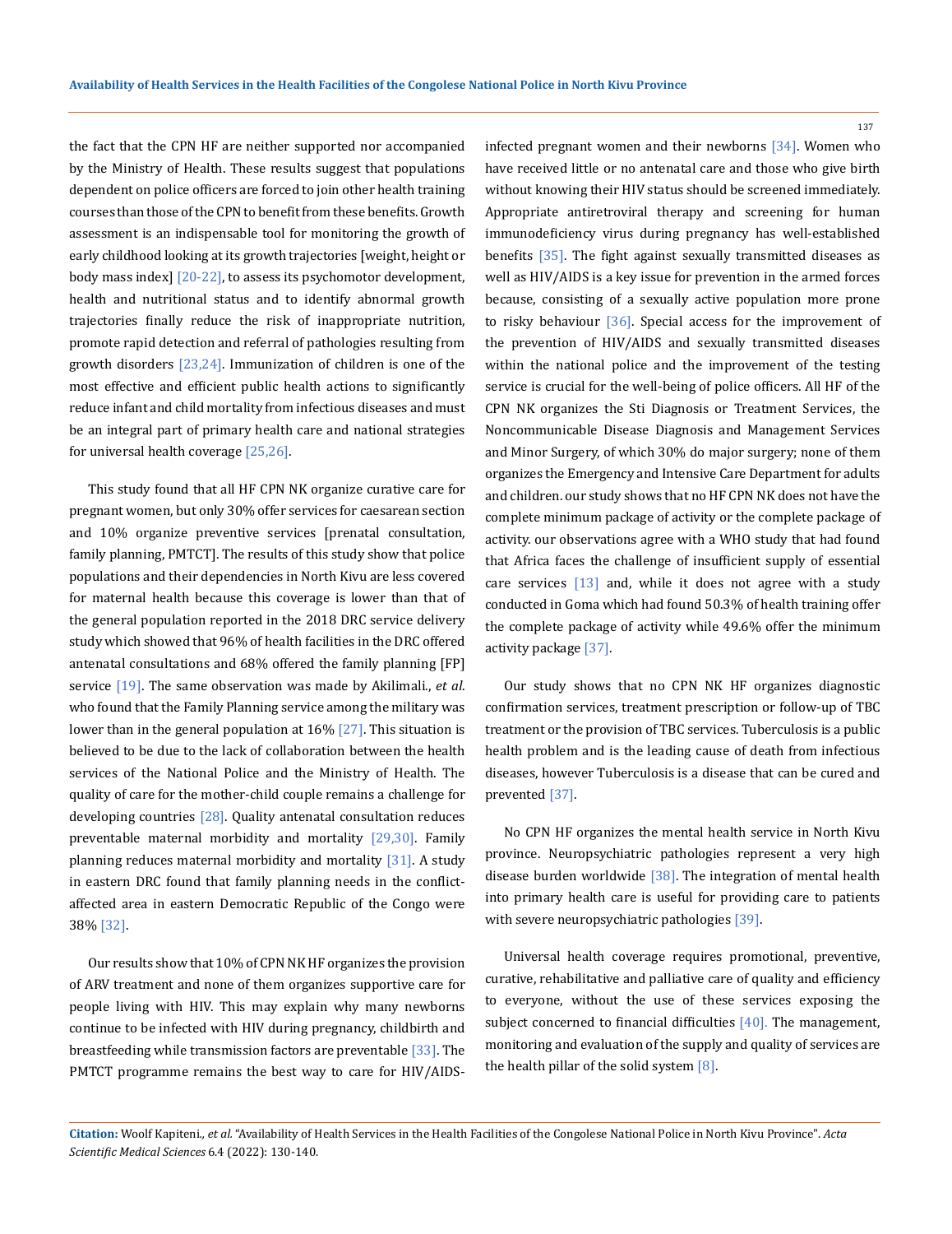the fact that the CPN HF are neither supported nor accompanied by the Ministry of Health. These results suggest that populations dependent on police officers are forced to join other health training courses than those of the CPN to benefit from these benefits. Growth assessment is an indispensable tool for monitoring the growth of early childhood looking at its growth trajectories [weight, height or body mass index] [20-22], to assess its psychomotor development, health and nutritional status and to identify abnormal growth trajectories finally reduce the risk of inappropriate nutrition, promote rapid detection and referral of pathologies resulting from growth disorders [23,24]. Immunization of children is one of the most effective and efficient public health actions to significantly reduce infant and child mortality from infectious diseases and must be an integral part of primary health care and national strategies for universal health coverage [25,26].

This study found that all HF CPN NK organize curative care for pregnant women, but only 30% offer services for caesarean section and 10% organize preventive services [prenatal consultation, family planning, PMTCT]. The results of this study show that police populations and their dependencies in North Kivu are less covered for maternal health because this coverage is lower than that of the general population reported in the 2018 DRC service delivery study which showed that 96% of health facilities in the DRC offered antenatal consultations and 68% offered the family planning [FP] service [19]. The same observation was made by Akilimali., *et al*. who found that the Family Planning service among the military was lower than in the general population at 16% [27]. This situation is believed to be due to the lack of collaboration between the health services of the National Police and the Ministry of Health. The quality of care for the mother-child couple remains a challenge for developing countries [28]. Quality antenatal consultation reduces preventable maternal morbidity and mortality [29,30]. Family planning reduces maternal morbidity and mortality [31]. A study in eastern DRC found that family planning needs in the conflict-affected area in eastern Democratic Republic of the Congo were 38% [32].

Our results show that 10% of CPN NK HF organizes the provision of ARV treatment and none of them organizes supportive care for people living with HIV. This may explain why many newborns continue to be infected with HIV during pregnancy, childbirth and breastfeeding while transmission factors are preventable [33]. The PMTCT programme remains the best way to care for HIV/AIDS-infected pregnant women and their newborns [34]. Women who have received little or no antenatal care and those who give birth without knowing their HIV status should be screened immediately. Appropriate antiretroviral therapy and screening for human immunodeficiency virus during pregnancy has well-established benefits [35]. The fight against sexually transmitted diseases as well as HIV/AIDS is a key issue for prevention in the armed forces because, consisting of a sexually active population more prone to risky behaviour [36]. Special access for the improvement of the prevention of HIV/AIDS and sexually transmitted diseases within the national police and the improvement of the testing service is crucial for the well-being of police officers. All HF of the CPN NK organizes the Sti Diagnosis or Treatment Services, the Noncommunicable Disease Diagnosis and Management Services and Minor Surgery, of which 30% do major surgery; none of them organizes the Emergency and Intensive Care Department for adults and children. our study shows that no HF CPN NK does not have the complete minimum package of activity or the complete package of activity. our observations agree with a WHO study that had found that Africa faces the challenge of insufficient supply of essential care services [13] and, while it does not agree with a study conducted in Goma which had found 50.3% of health training offer the complete package of activity while 49.6% offer the minimum activity package [37].

Our study shows that no CPN NK HF organizes diagnostic confirmation services, treatment prescription or follow-up of TBC treatment or the provision of TBC services. Tuberculosis is a public health problem and is the leading cause of death from infectious diseases, however Tuberculosis is a disease that can be cured and prevented [37].

No CPN HF organizes the mental health service in North Kivu province. Neuropsychiatric pathologies represent a very high disease burden worldwide [38]. The integration of mental health into primary health care is useful for providing care to patients with severe neuropsychiatric pathologies [39].

Universal health coverage requires promotional, preventive, curative, rehabilitative and palliative care of quality and efficiency to everyone, without the use of these services exposing the subject concerned to financial difficulties [40]. The management, monitoring and evaluation of the supply and quality of services are the health pillar of the solid system [8].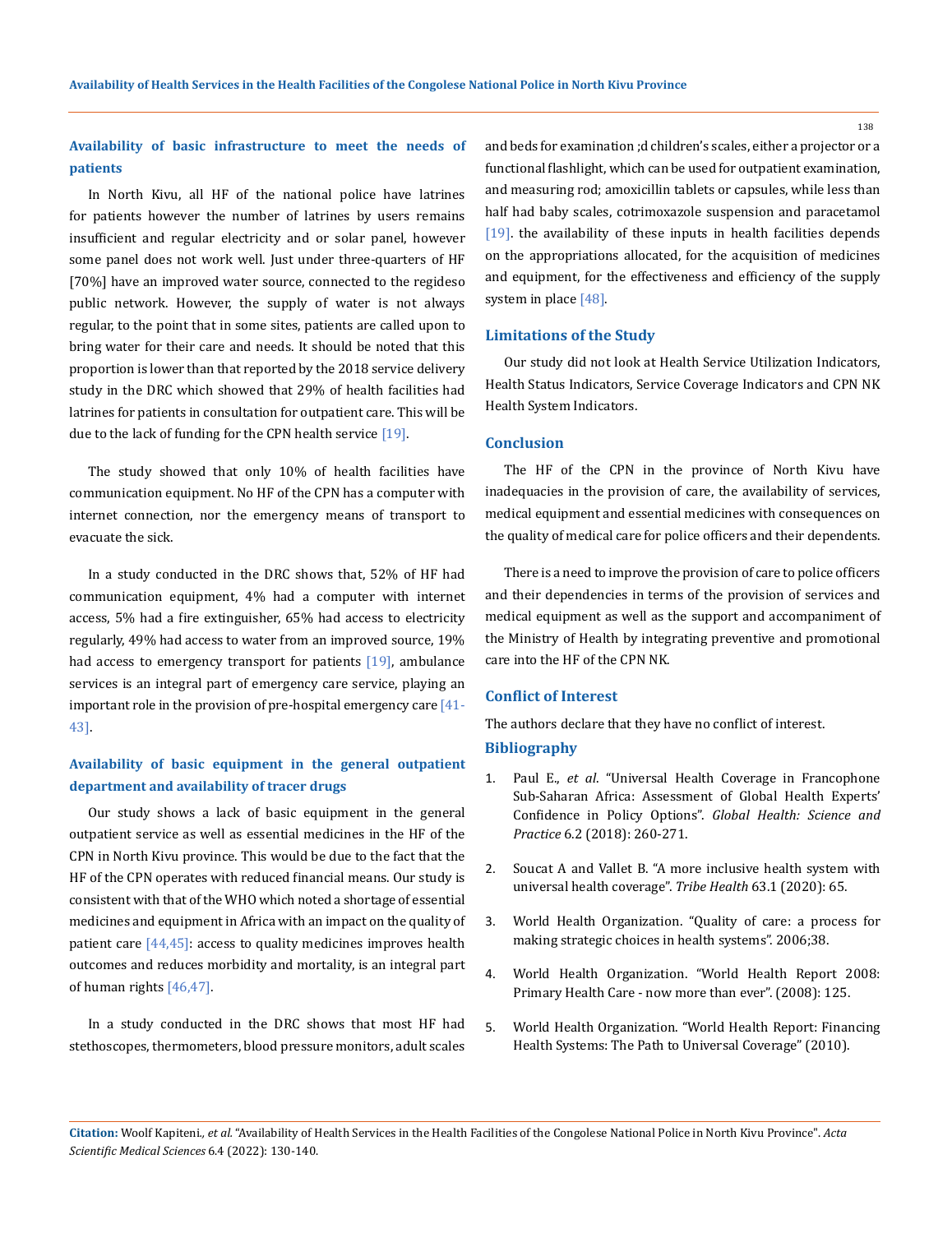### Availability of basic infrastructure to meet the needs of patients

In North Kivu, all HF of the national police have latrines for patients however the number of latrines by users remains insufficient and regular electricity and or solar panel, however some panel does not work well. Just under three-quarters of HF [70%] have an improved water source, connected to the regideso public network. However, the supply of water is not always regular, to the point that in some sites, patients are called upon to bring water for their care and needs. It should be noted that this proportion is lower than that reported by the 2018 service delivery study in the DRC which showed that 29% of health facilities had latrines for patients in consultation for outpatient care. This will be due to the lack of funding for the CPN health service [19].

The study showed that only 10% of health facilities have communication equipment. No HF of the CPN has a computer with internet connection, nor the emergency means of transport to evacuate the sick.

In a study conducted in the DRC shows that, 52% of HF had communication equipment, 4% had a computer with internet access, 5% had a fire extinguisher, 65% had access to electricity regularly, 49% had access to water from an improved source, 19% had access to emergency transport for patients [19], ambulance services is an integral part of emergency care service, playing an important role in the provision of pre-hospital emergency care [41-43].

### Availability of basic equipment in the general outpatient department and availability of tracer drugs

Our study shows a lack of basic equipment in the general outpatient service as well as essential medicines in the HF of the CPN in North Kivu province. This would be due to the fact that the HF of the CPN operates with reduced financial means. Our study is consistent with that of the WHO which noted a shortage of essential medicines and equipment in Africa with an impact on the quality of patient care [44,45]: access to quality medicines improves health outcomes and reduces morbidity and mortality, is an integral part of human rights [46,47].

In a study conducted in the DRC shows that most HF had stethoscopes, thermometers, blood pressure monitors, adult scales and beds for examination ;d children's scales, either a projector or a functional flashlight, which can be used for outpatient examination, and measuring rod; amoxicillin tablets or capsules, while less than half had baby scales, cotrimoxazole suspension and paracetamol [19]. the availability of these inputs in health facilities depends on the appropriations allocated, for the acquisition of medicines and equipment, for the effectiveness and efficiency of the supply system in place [48].

## Limitations of the Study

Our study did not look at Health Service Utilization Indicators, Health Status Indicators, Service Coverage Indicators and CPN NK Health System Indicators.

## Conclusion

The HF of the CPN in the province of North Kivu have inadequacies in the provision of care, the availability of services, medical equipment and essential medicines with consequences on the quality of medical care for police officers and their dependents.

There is a need to improve the provision of care to police officers and their dependencies in terms of the provision of services and medical equipment as well as the support and accompaniment of the Ministry of Health by integrating preventive and promotional care into the HF of the CPN NK.

## Conflict of Interest

The authors declare that they have no conflict of interest.

## Bibliography

1. Paul E., *et al*. "Universal Health Coverage in Francophone Sub-Saharan Africa: Assessment of Global Health Experts' Confidence in Policy Options". *Global Health: Science and Practice* 6.2 (2018): 260-271.
2. Soucat A and Vallet B. "A more inclusive health system with universal health coverage". *Tribe Health* 63.1 (2020): 65.
3. World Health Organization. "Quality of care: a process for making strategic choices in health systems". 2006;38.
4. World Health Organization. "World Health Report 2008: Primary Health Care - now more than ever". (2008): 125.
5. World Health Organization. "World Health Report: Financing Health Systems: The Path to Universal Coverage" (2010).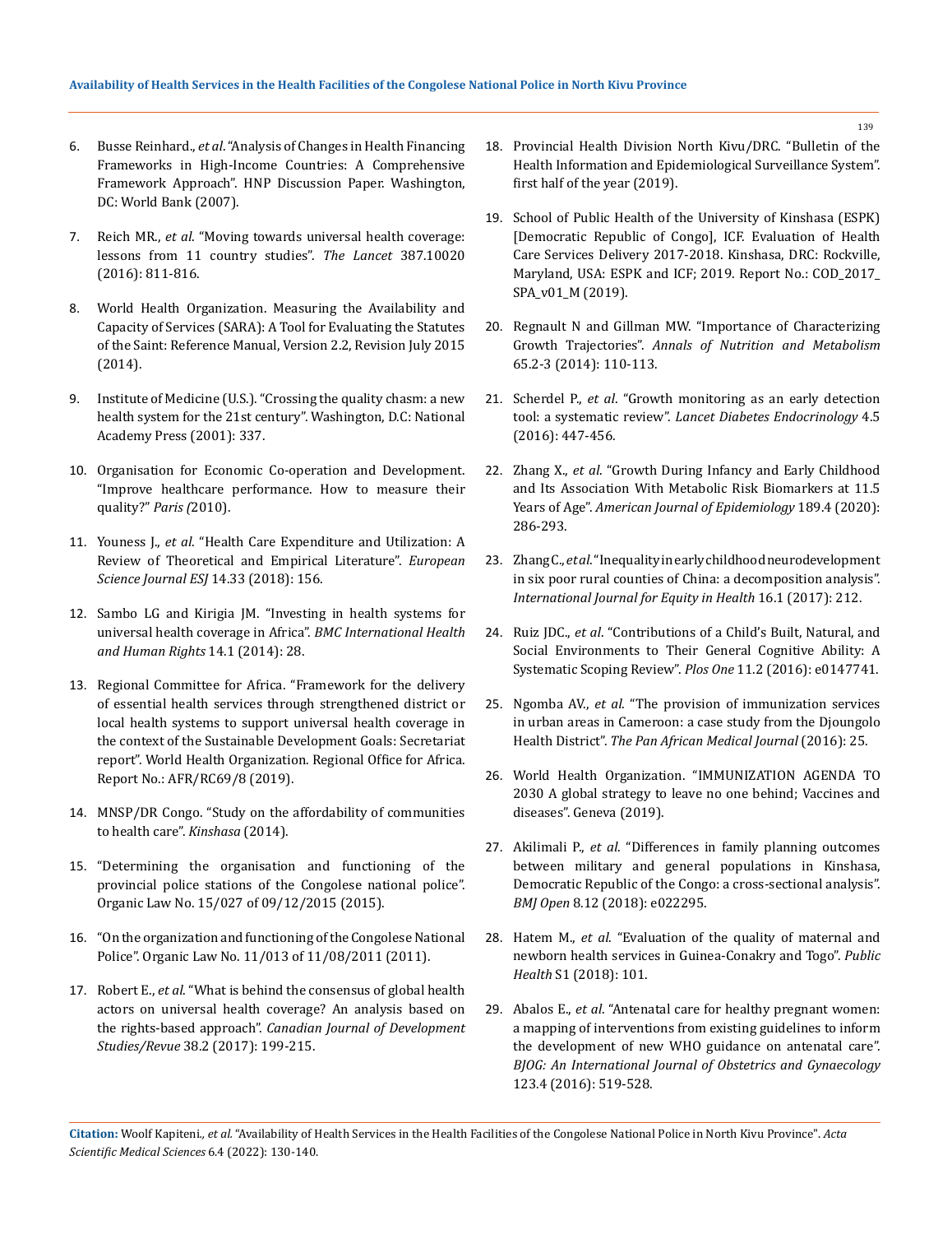6. Busse Reinhard., *et al*. "Analysis of Changes in Health Financing Frameworks in High-Income Countries: A Comprehensive Framework Approach". HNP Discussion Paper. Washington, DC: World Bank (2007).

7. Reich MR., *et al*. "Moving towards universal health coverage: lessons from 11 country studies". *The Lancet* 387.10020 (2016): 811-816.

8. World Health Organization. Measuring the Availability and Capacity of Services (SARA): A Tool for Evaluating the Statutes of the Saint: Reference Manual, Version 2.2, Revision July 2015 (2014).

9. Institute of Medicine (U.S.). "Crossing the quality chasm: a new health system for the 21st century". Washington, D.C: National Academy Press (2001): 337.

10. Organisation for Economic Co-operation and Development. "Improve healthcare performance. How to measure their quality?" *Paris (*2010).

11. Youness J., *et al*. "Health Care Expenditure and Utilization: A Review of Theoretical and Empirical Literature". *European Science Journal ESJ* 14.33 (2018): 156.

12. Sambo LG and Kirigia JM. "Investing in health systems for universal health coverage in Africa". *BMC International Health and Human Rights* 14.1 (2014): 28.

13. Regional Committee for Africa. "Framework for the delivery of essential health services through strengthened district or local health systems to support universal health coverage in the context of the Sustainable Development Goals: Secretariat report". World Health Organization. Regional Office for Africa. Report No.: AFR/RC69/8 (2019).

14. MNSP/DR Congo. "Study on the affordability of communities to health care". *Kinshasa* (2014).

15. "Determining the organisation and functioning of the provincial police stations of the Congolese national police". Organic Law No. 15/027 of 09/12/2015 (2015).

16. "On the organization and functioning of the Congolese National Police". Organic Law No. 11/013 of 11/08/2011 (2011).

17. Robert E., *et al.* "What is behind the consensus of global health actors on universal health coverage? An analysis based on the rights-based approach". *Canadian Journal of Development Studies/Revue* 38.2 (2017): 199-215.

18. Provincial Health Division North Kivu/DRC. "Bulletin of the Health Information and Epidemiological Surveillance System". first half of the year (2019).

19. School of Public Health of the University of Kinshasa (ESPK) [Democratic Republic of Congo], ICF. Evaluation of Health Care Services Delivery 2017-2018. Kinshasa, DRC: Rockville, Maryland, USA: ESPK and ICF; 2019. Report No.: COD_2017_SPA_v01_M (2019).

20. Regnault N and Gillman MW. "Importance of Characterizing Growth Trajectories". *Annals of Nutrition and Metabolism* 65.2-3 (2014): 110-113.

21. Scherdel P., *et al*. "Growth monitoring as an early detection tool: a systematic review". *Lancet Diabetes Endocrinology* 4.5 (2016): 447-456.

22. Zhang X., *et al*. "Growth During Infancy and Early Childhood and Its Association With Metabolic Risk Biomarkers at 11.5 Years of Age". *American Journal of Epidemiology* 189.4 (2020): 286-293.

23. Zhang C., *et al.* "Inequality in early childhood neurodevelopment in six poor rural counties of China: a decomposition analysis". *International Journal for Equity in Health* 16.1 (2017): 212.

24. Ruiz JDC., *et al*. "Contributions of a Child's Built, Natural, and Social Environments to Their General Cognitive Ability: A Systematic Scoping Review". *Plos One* 11.2 (2016): e0147741.

25. Ngomba AV., *et al*. "The provision of immunization services in urban areas in Cameroon: a case study from the Djoungolo Health District". *The Pan African Medical Journal* (2016): 25.

26. World Health Organization. "IMMUNIZATION AGENDA TO 2030 A global strategy to leave no one behind; Vaccines and diseases". Geneva (2019).

27. Akilimali P., *et al*. "Differences in family planning outcomes between military and general populations in Kinshasa, Democratic Republic of the Congo: a cross-sectional analysis". *BMJ Open* 8.12 (2018): e022295.

28. Hatem M., *et al*. "Evaluation of the quality of maternal and newborn health services in Guinea-Conakry and Togo". *Public Health* S1 (2018): 101.

29. Abalos E., *et al*. "Antenatal care for healthy pregnant women: a mapping of interventions from existing guidelines to inform the development of new WHO guidance on antenatal care". *BJOG: An International Journal of Obstetrics and Gynaecology* 123.4 (2016): 519-528.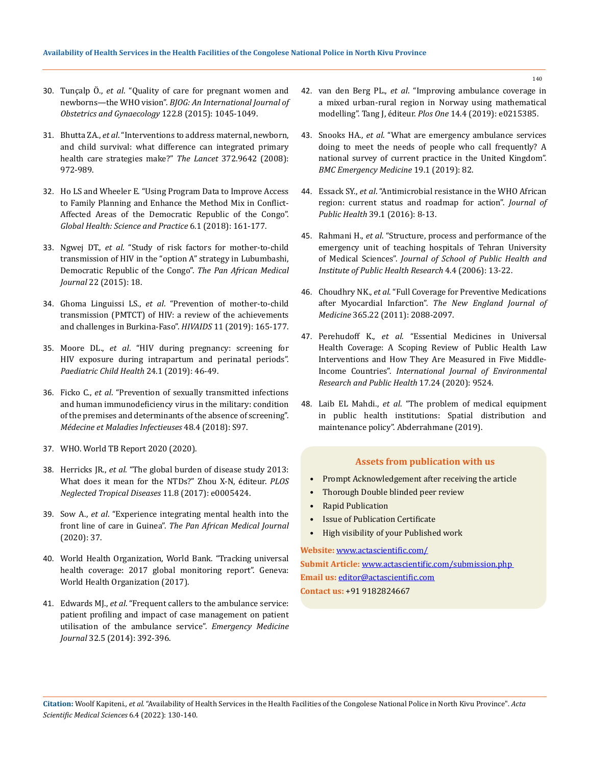30. Tunçalp Ö., *et al*. "Quality of care for pregnant women and newborns—the WHO vision". *BJOG: An International Journal of Obstetrics and Gynaecology* 122.8 (2015): 1045-1049.
31. Bhutta ZA., *et al*. "Interventions to address maternal, newborn, and child survival: what difference can integrated primary health care strategies make?" *The Lancet* 372.9642 (2008): 972-989.
32. Ho LS and Wheeler E. "Using Program Data to Improve Access to Family Planning and Enhance the Method Mix in Conflict-Affected Areas of the Democratic Republic of the Congo". *Global Health: Science and Practice* 6.1 (2018): 161-177.
33. Ngwej DT., *et al*. "Study of risk factors for mother-to-child transmission of HIV in the "option A" strategy in Lubumbashi, Democratic Republic of the Congo". *The Pan African Medical Journal* 22 (2015): 18.
34. Ghoma Linguissi LS., *et al*. "Prevention of mother-to-child transmission (PMTCT) of HIV: a review of the achievements and challenges in Burkina-Faso". *HIVAIDS* 11 (2019): 165-177.
35. Moore DL., *et al*. "HIV during pregnancy: screening for HIV exposure during intrapartum and perinatal periods". *Paediatric Child Health* 24.1 (2019): 46-49.
36. Ficko C., *et al*. "Prevention of sexually transmitted infections and human immunodeficiency virus in the military: condition of the premises and determinants of the absence of screening". *Médecine et Maladies Infectieuses* 48.4 (2018): S97.
37. WHO. World TB Report 2020 (2020).
38. Herricks JR., *et al*. "The global burden of disease study 2013: What does it mean for the NTDs?" Zhou X-N, éditeur. *PLOS Neglected Tropical Diseases* 11.8 (2017): e0005424.
39. Sow A., *et al*. "Experience integrating mental health into the front line of care in Guinea". *The Pan African Medical Journal* (2020): 37.
40. World Health Organization, World Bank. "Tracking universal health coverage: 2017 global monitoring report". Geneva: World Health Organization (2017).
41. Edwards MJ., *et al*. "Frequent callers to the ambulance service: patient profiling and impact of case management on patient utilisation of the ambulance service". *Emergency Medicine Journal* 32.5 (2014): 392-396.
42. van den Berg PL., *et al*. "Improving ambulance coverage in a mixed urban-rural region in Norway using mathematical modelling". Tang J, éditeur. *Plos One* 14.4 (2019): e0215385.
43. Snooks HA., *et al*. "What are emergency ambulance services doing to meet the needs of people who call frequently? A national survey of current practice in the United Kingdom". *BMC Emergency Medicine* 19.1 (2019): 82.
44. Essack SY., *et al*. "Antimicrobial resistance in the WHO African region: current status and roadmap for action". *Journal of Public Health* 39.1 (2016): 8-13.
45. Rahmani H., *et al*. "Structure, process and performance of the emergency unit of teaching hospitals of Tehran University of Medical Sciences". *Journal of School of Public Health and Institute of Public Health Research* 4.4 (2006): 13-22.
46. Choudhry NK., *et al*. "Full Coverage for Preventive Medications after Myocardial Infarction". *The New England Journal of Medicine* 365.22 (2011): 2088-2097.
47. Perehudoff K., *et al*. "Essential Medicines in Universal Health Coverage: A Scoping Review of Public Health Law Interventions and How They Are Measured in Five Middle-Income Countries". *International Journal of Environmental Research and Public Health* 17.24 (2020): 9524.
48. Laib EL Mahdi., *et al*. "The problem of medical equipment in public health institutions: Spatial distribution and maintenance policy". Abderrahmane (2019).

**Assets from publication with us**

- Prompt Acknowledgement after receiving the article
- Thorough Double blinded peer review
- Rapid Publication
- Issue of Publication Certificate
- High visibility of your Published work

**Website:** www.actascientific.com/
**Submit Article:** www.actascientific.com/submission.php
**Email us:** editor@actascientific.com
**Contact us:** +91 9182824667